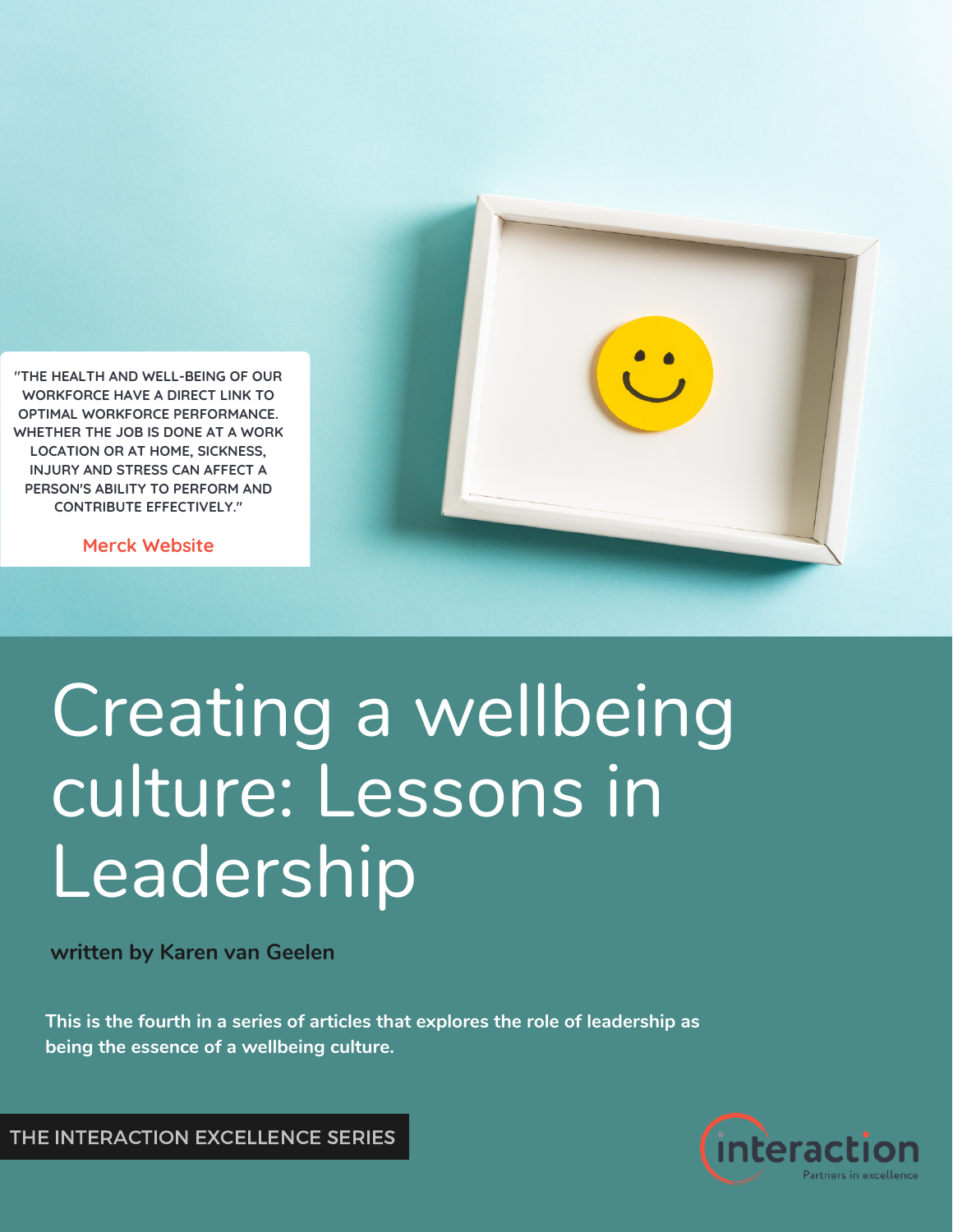"THE HEALTH AND WELL-BEING OF OUR WORKFORCE HAVE A DIRECT LINK TO OPTIMAL WORKFORCE PERFORMANCE. WHETHER THE JOB IS DONE AT A WORK LOCATION OR AT HOME, SICKNESS, INJURY AND STRESS CAN AFFECT A PERSON'S ABILITY TO PERFORM AND CONTRIBUTE EFFECTIVELY."

Merck Website

# Creating a wellbeing culture: Lessons in Leadership

**written by Karen van Geelen**

**This is the fourth in a series of articles that explores the role of leadership as being the essence of a wellbeing culture.**

THE INTERACTION EXCELLENCE SERIES

interaction
Partners in excellence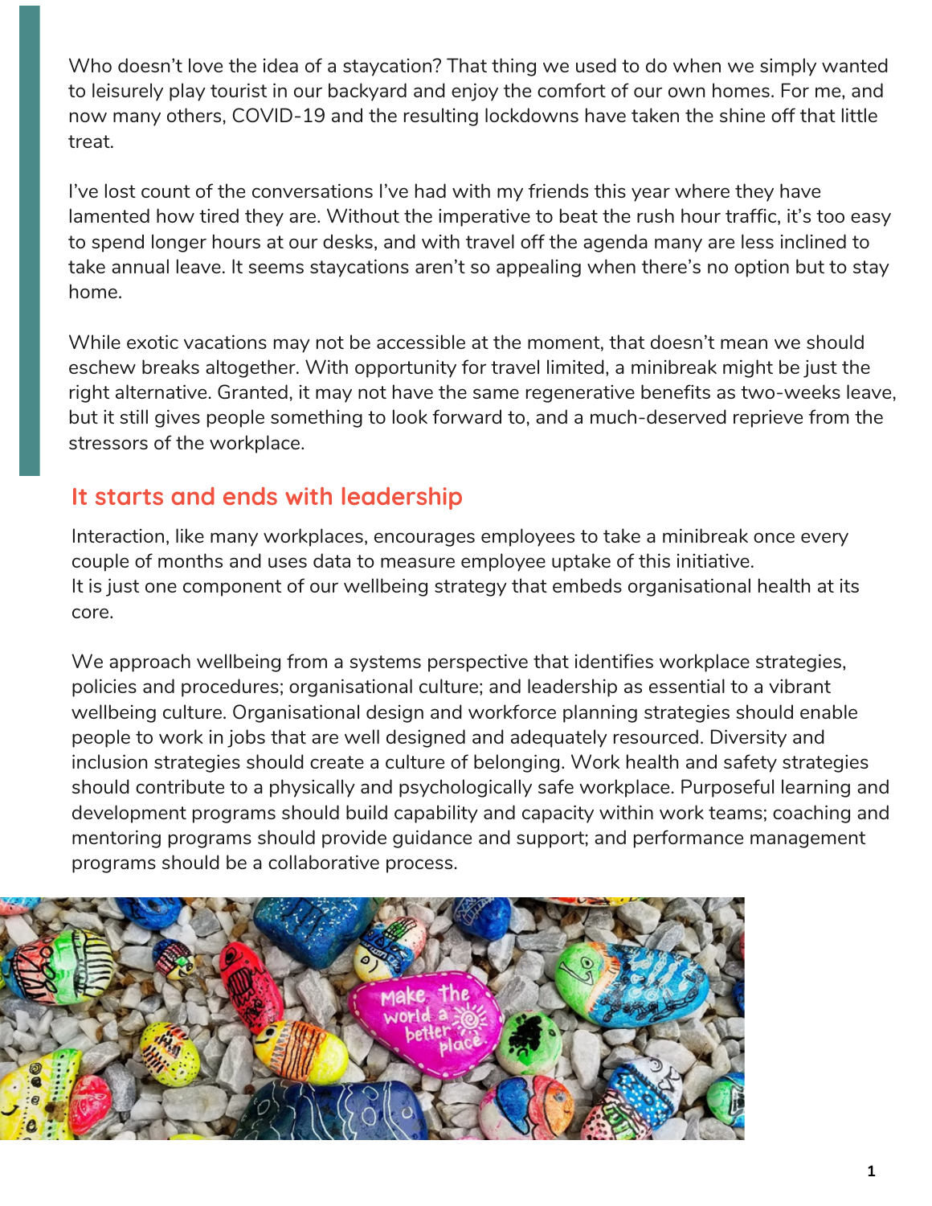Who doesn't love the idea of a staycation? That thing we used to do when we simply wanted to leisurely play tourist in our backyard and enjoy the comfort of our own homes. For me, and now many others, COVID-19 and the resulting lockdowns have taken the shine off that little treat.

I've lost count of the conversations I've had with my friends this year where they have lamented how tired they are. Without the imperative to beat the rush hour traffic, it's too easy to spend longer hours at our desks, and with travel off the agenda many are less inclined to take annual leave. It seems staycations aren't so appealing when there's no option but to stay home.

While exotic vacations may not be accessible at the moment, that doesn't mean we should eschew breaks altogether. With opportunity for travel limited, a minibreak might be just the right alternative. Granted, it may not have the same regenerative benefits as two-weeks leave, but it still gives people something to look forward to, and a much-deserved reprieve from the stressors of the workplace.

## It starts and ends with leadership

Interaction, like many workplaces, encourages employees to take a minibreak once every couple of months and uses data to measure employee uptake of this initiative.
It is just one component of our wellbeing strategy that embeds organisational health at its core.

We approach wellbeing from a systems perspective that identifies workplace strategies, policies and procedures; organisational culture; and leadership as essential to a vibrant wellbeing culture. Organisational design and workforce planning strategies should enable people to work in jobs that are well designed and adequately resourced. Diversity and inclusion strategies should create a culture of belonging. Work health and safety strategies should contribute to a physically and psychologically safe workplace. Purposeful learning and development programs should build capability and capacity within work teams; coaching and mentoring programs should provide guidance and support; and performance management programs should be a collaborative process.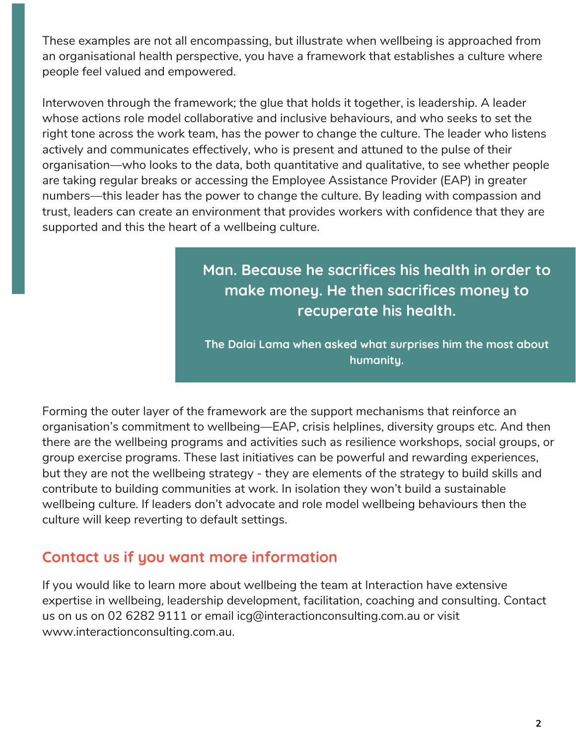These examples are not all encompassing, but illustrate when wellbeing is approached from an organisational health perspective, you have a framework that establishes a culture where people feel valued and empowered.

Interwoven through the framework; the glue that holds it together, is leadership. A leader whose actions role model collaborative and inclusive behaviours, and who seeks to set the right tone across the work team, has the power to change the culture. The leader who listens actively and communicates effectively, who is present and attuned to the pulse of their organisation—who looks to the data, both quantitative and qualitative, to see whether people are taking regular breaks or accessing the Employee Assistance Provider (EAP) in greater numbers—this leader has the power to change the culture. By leading with compassion and trust, leaders can create an environment that provides workers with confidence that they are supported and this the heart of a wellbeing culture.

> **Man. Because he sacrifices his health in order to make money. He then sacrifices money to recuperate his health.**
>
> **The Dalai Lama when asked what surprises him the most about humanity.**

Forming the outer layer of the framework are the support mechanisms that reinforce an organisation's commitment to wellbeing—EAP, crisis helplines, diversity groups etc. And then there are the wellbeing programs and activities such as resilience workshops, social groups, or group exercise programs. These last initiatives can be powerful and rewarding experiences, but they are not the wellbeing strategy - they are elements of the strategy to build skills and contribute to building communities at work. In isolation they won't build a sustainable wellbeing culture. If leaders don't advocate and role model wellbeing behaviours then the culture will keep reverting to default settings.

## Contact us if you want more information

If you would like to learn more about wellbeing the team at Interaction have extensive expertise in wellbeing, leadership development, facilitation, coaching and consulting. Contact us on us on 02 6282 9111 or email icg@interactionconsulting.com.au or visit www.interactionconsulting.com.au.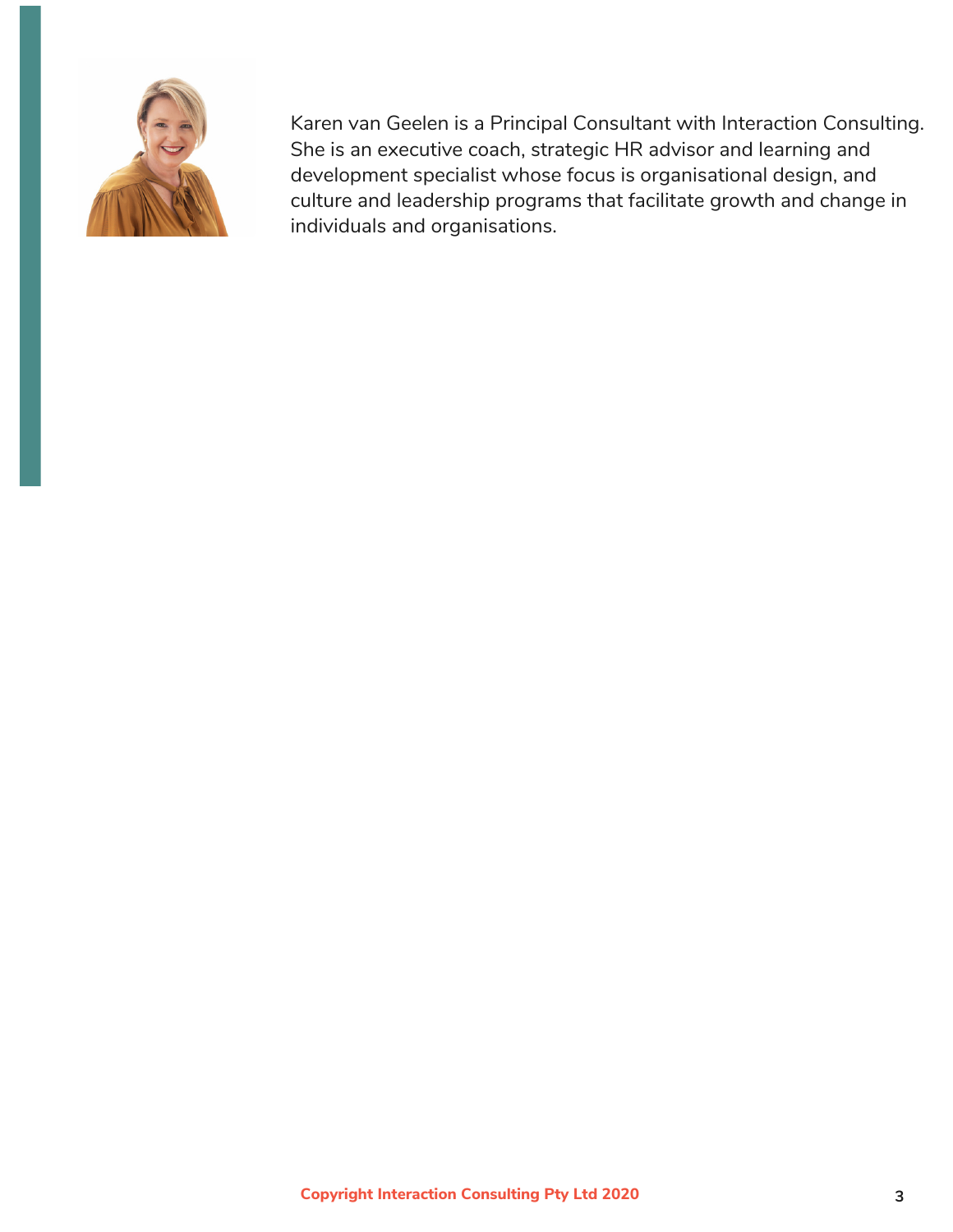Karen van Geelen is a Principal Consultant with Interaction Consulting. She is an executive coach, strategic HR advisor and learning and development specialist whose focus is organisational design, and culture and leadership programs that facilitate growth and change in individuals and organisations.